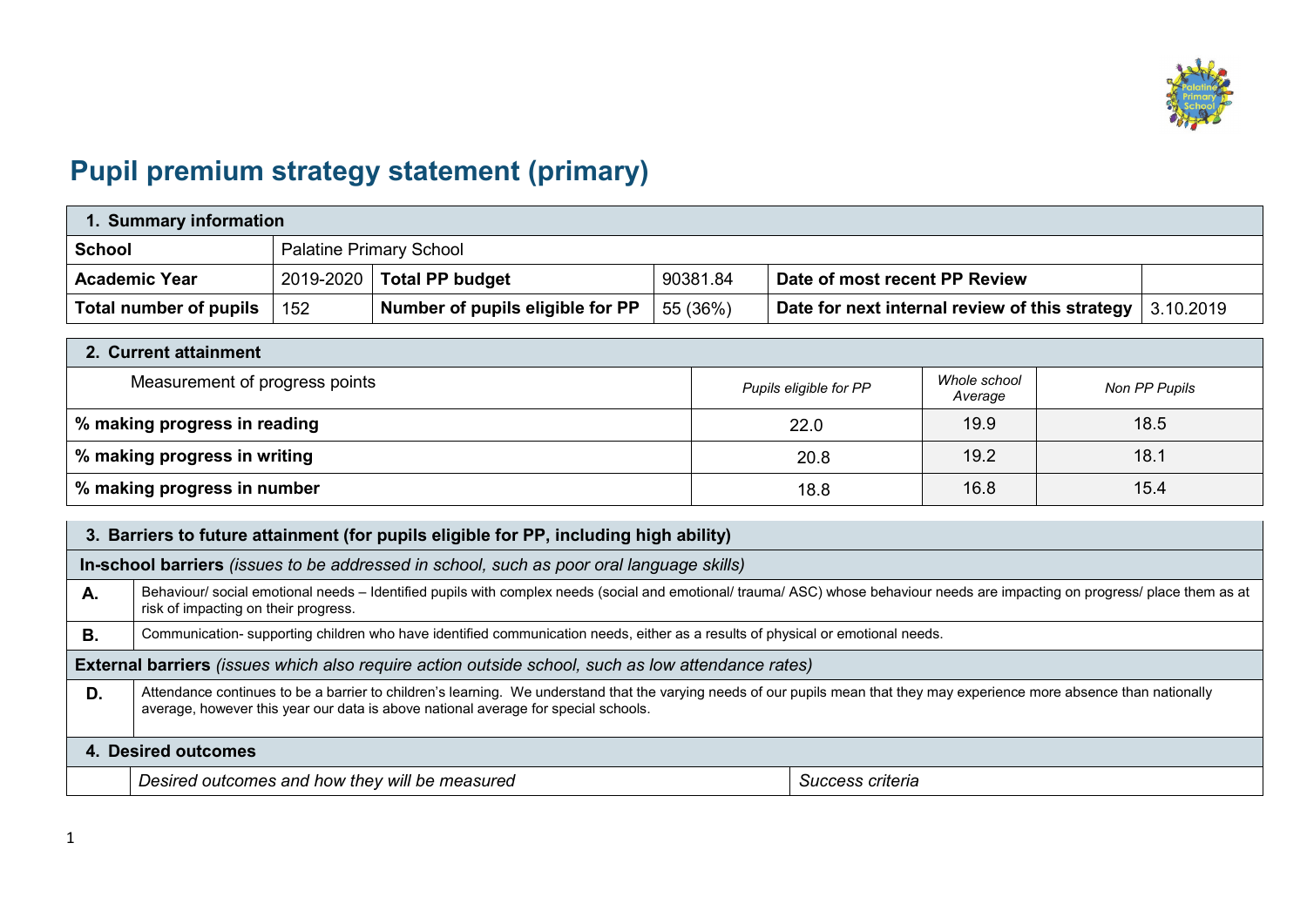# Pupil premium strategy statement (primary)

| 1. Summary information | | | | | |
|---|---|---|---|---|---|
| **School** | Palatine Primary School | | | | |
| **Academic Year** | 2019-2020 | **Total PP budget** | 90381.84 | **Date of most recent PP Review** | |
| **Total number of pupils** | 152 | **Number of pupils eligible for PP** | 55 (36%) | **Date for next internal review of this strategy** | 3.10.2019 |

| 2. Current attainment | | | |
|---|---|---|---|
| Measurement of progress points | *Pupils eligible for PP* | *Whole school Average* | *Non PP Pupils* |
| **% making progress in reading** | 22.0 | 19.9 | 18.5 |
| **% making progress in writing** | 20.8 | 19.2 | 18.1 |
| **% making progress in number** | 18.8 | 16.8 | 15.4 |

| 3. Barriers to future attainment (for pupils eligible for PP, including high ability) | |
|---|---|
| **In-school barriers** *(issues to be addressed in school, such as poor oral language skills)* | |
| **A.** | Behaviour/ social emotional needs – Identified pupils with complex needs (social and emotional/ trauma/ ASC) whose behaviour needs are impacting on progress/ place them as at risk of impacting on their progress. |
| **B.** | Communication- supporting children who have identified communication needs, either as a results of physical or emotional needs. |
| **External barriers** *(issues which also require action outside school, such as low attendance rates)* | |
| **D.** | Attendance continues to be a barrier to children's learning. We understand that the varying needs of our pupils mean that they may experience more absence than nationally average, however this year our data is above national average for special schools. |

| 4. Desired outcomes | | |
|---|---|---|
| | *Desired outcomes and how they will be measured* | *Success criteria* |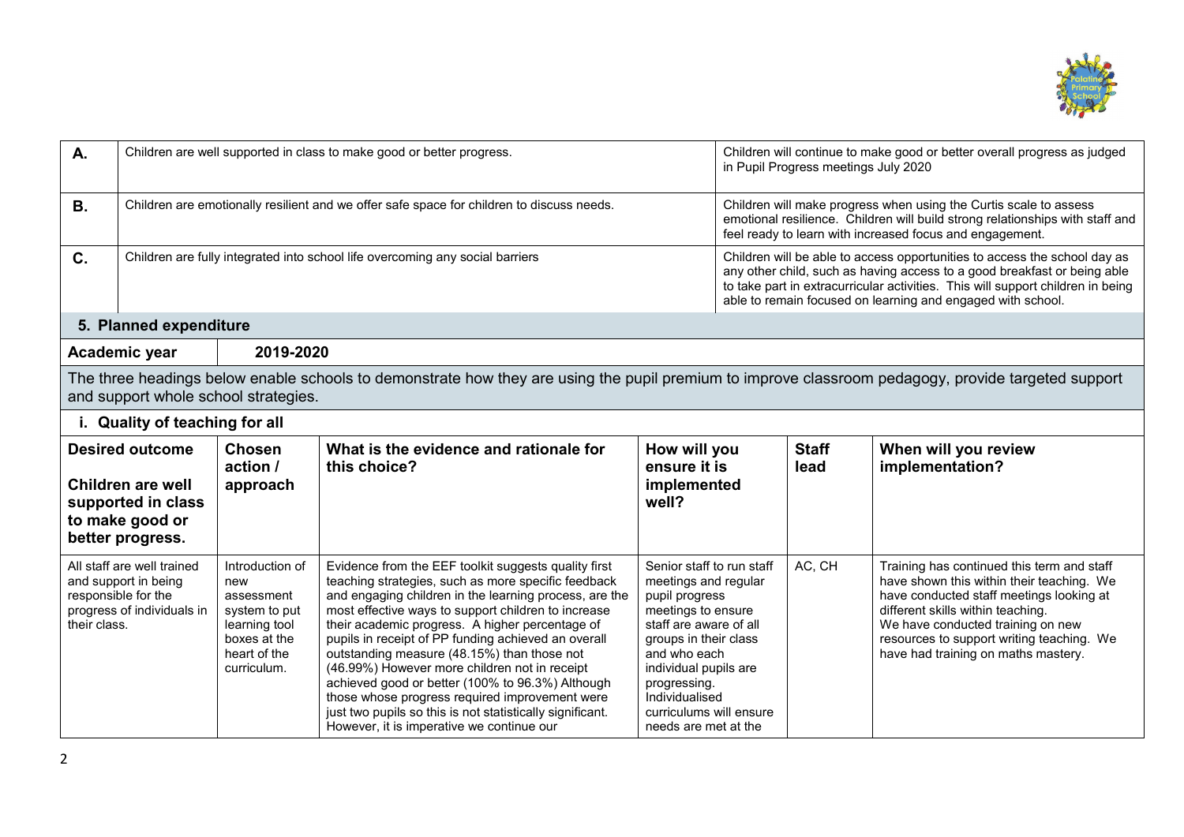| | | |
|---|---|---|
| **A.** | Children are well supported in class to make good or better progress. | Children will continue to make good or better overall progress as judged in Pupil Progress meetings July 2020 |
| **B.** | Children are emotionally resilient and we offer safe space for children to discuss needs. | Children will make progress when using the Curtis scale to assess emotional resilience. Children will build strong relationships with staff and feel ready to learn with increased focus and engagement. |
| **C.** | Children are fully integrated into school life overcoming any social barriers | Children will be able to access opportunities to access the school day as any other child, such as having access to a good breakfast or being able to take part in extracurricular activities. This will support children in being able to remain focused on learning and engaged with school. |

## 5. Planned expenditure

| **Academic year** | **2019-2020** |
|---|---|

The three headings below enable schools to demonstrate how they are using the pupil premium to improve classroom pedagogy, provide targeted support and support whole school strategies.

### i. Quality of teaching for all

| **Desired outcome**<br><br>**Children are well supported in class to make good or better progress.** | **Chosen action / approach** | **What is the evidence and rationale for this choice?** | **How will you ensure it is implemented well?** | **Staff lead** | **When will you review implementation?** |
|---|---|---|---|---|---|
| All staff are well trained and support in being responsible for the progress of individuals in their class. | Introduction of new assessment system to put learning tool boxes at the heart of the curriculum. | Evidence from the EEF toolkit suggests quality first teaching strategies, such as more specific feedback and engaging children in the learning process, are the most effective ways to support children to increase their academic progress. A higher percentage of pupils in receipt of PP funding achieved an overall outstanding measure (48.15%) than those not (46.99%) However more children not in receipt achieved good or better (100% to 96.3%) Although those whose progress required improvement were just two pupils so this is not statistically significant. However, it is imperative we continue our | Senior staff to run staff meetings and regular pupil progress meetings to ensure staff are aware of all groups in their class and who each individual pupils are progressing. Individualised curriculums will ensure needs are met at the | AC, CH | Training has continued this term and staff have shown this within their teaching. We have conducted staff meetings looking at different skills within teaching. We have conducted training on new resources to support writing teaching. We have had training on maths mastery. |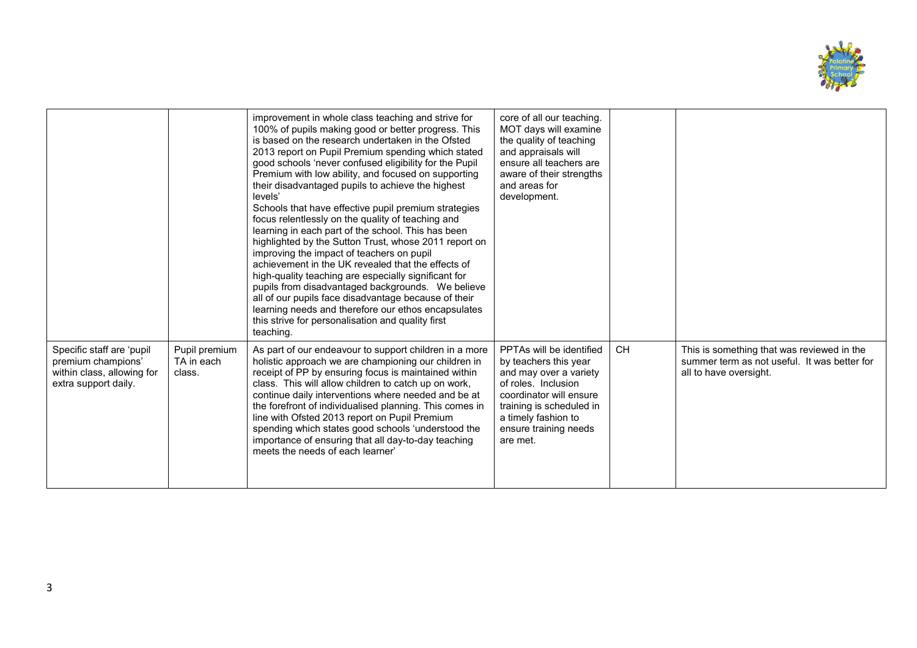| | | | | | |
|---|---|---|---|---|---|
| | | improvement in whole class teaching and strive for 100% of pupils making good or better progress. This is based on the research undertaken in the Ofsted 2013 report on Pupil Premium spending which stated good schools 'never confused eligibility for the Pupil Premium with low ability, and focused on supporting their disadvantaged pupils to achieve the highest levels'<br>Schools that have effective pupil premium strategies focus relentlessly on the quality of teaching and learning in each part of the school. This has been highlighted by the Sutton Trust, whose 2011 report on improving the impact of teachers on pupil achievement in the UK revealed that the effects of high-quality teaching are especially significant for pupils from disadvantaged backgrounds. We believe all of our pupils face disadvantage because of their learning needs and therefore our ethos encapsulates this strive for personalisation and quality first teaching. | core of all our teaching. MOT days will examine the quality of teaching and appraisals will ensure all teachers are aware of their strengths and areas for development. | | |
| Specific staff are 'pupil premium champions' within class, allowing for extra support daily. | Pupil premium TA in each class. | As part of our endeavour to support children in a more holistic approach we are championing our children in receipt of PP by ensuring focus is maintained within class. This will allow children to catch up on work, continue daily interventions where needed and be at the forefront of individualised planning. This comes in line with Ofsted 2013 report on Pupil Premium spending which states good schools 'understood the importance of ensuring that all day-to-day teaching meets the needs of each learner' | PPTAs will be identified by teachers this year and may over a variety of roles. Inclusion coordinator will ensure training is scheduled in a timely fashion to ensure training needs are met. | CH | This is something that was reviewed in the summer term as not useful. It was better for all to have oversight. |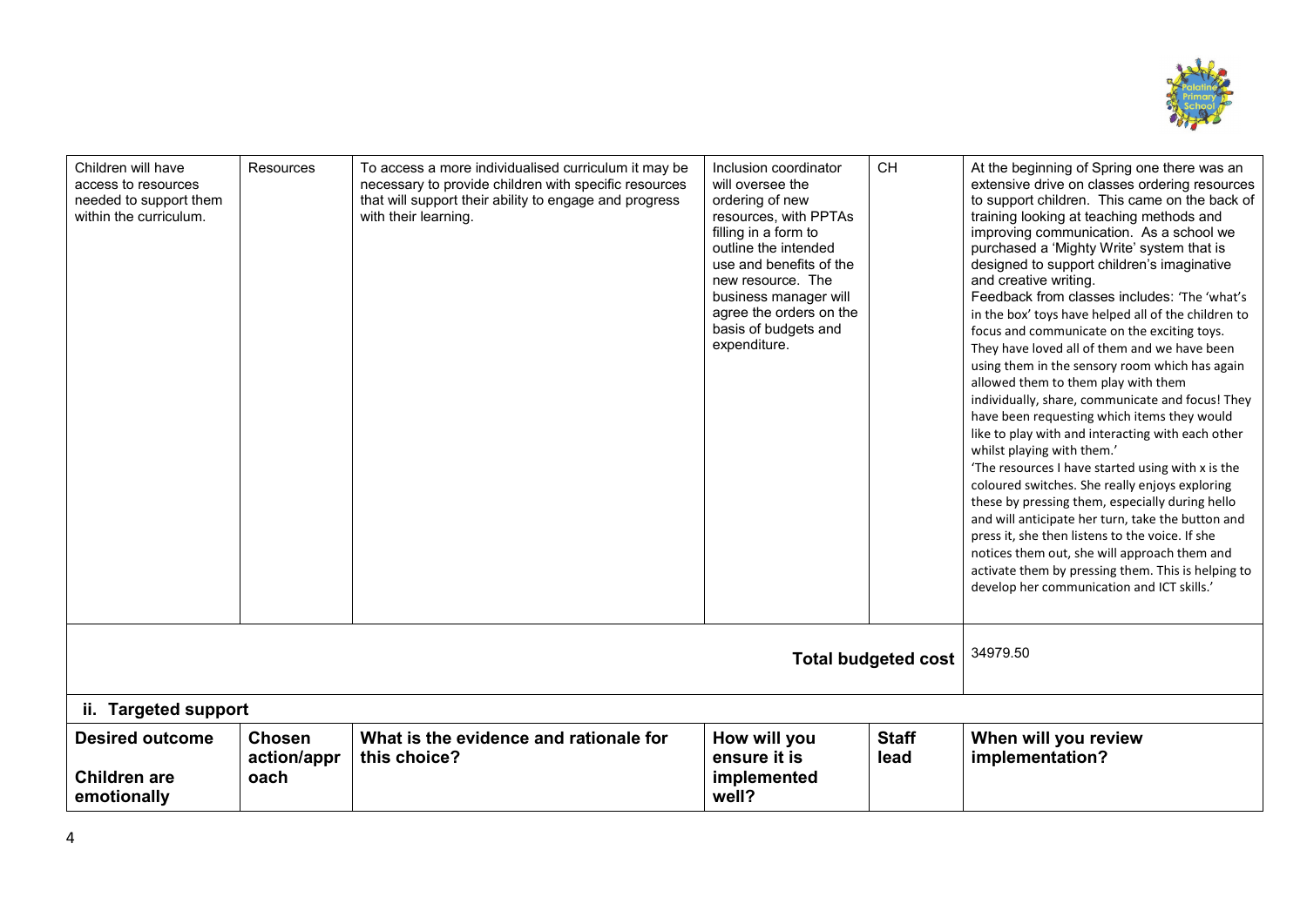| | | | | | |
|---|---|---|---|---|---|
| Children will have access to resources needed to support them within the curriculum. | Resources | To access a more individualised curriculum it may be necessary to provide children with specific resources that will support their ability to engage and progress with their learning. | Inclusion coordinator will oversee the ordering of new resources, with PPTAs filling in a form to outline the intended use and benefits of the new resource. The business manager will agree the orders on the basis of budgets and expenditure. | CH | At the beginning of Spring one there was an extensive drive on classes ordering resources to support children. This came on the back of training looking at teaching methods and improving communication. As a school we purchased a 'Mighty Write' system that is designed to support children's imaginative and creative writing.<br>Feedback from classes includes: 'The 'what's in the box' toys have helped all of the children to focus and communicate on the exciting toys. They have loved all of them and we have been using them in the sensory room which has again allowed them to them play with them individually, share, communicate and focus! They have been requesting which items they would like to play with and interacting with each other whilst playing with them.'<br>'The resources I have started using with x is the coloured switches. She really enjoys exploring these by pressing them, especially during hello and will anticipate her turn, take the button and press it, she then listens to the voice. If she notices them out, she will approach them and activate them by pressing them. This is helping to develop her communication and ICT skills.' |
| | | | | **Total budgeted cost** | 34979.50 |

### ii. Targeted support

| Desired outcome | Chosen action/approach | What is the evidence and rationale for this choice? | How will you ensure it is implemented well? | Staff lead | When will you review implementation? |
|---|---|---|---|---|---|
| **Children are emotionally** | | | | | |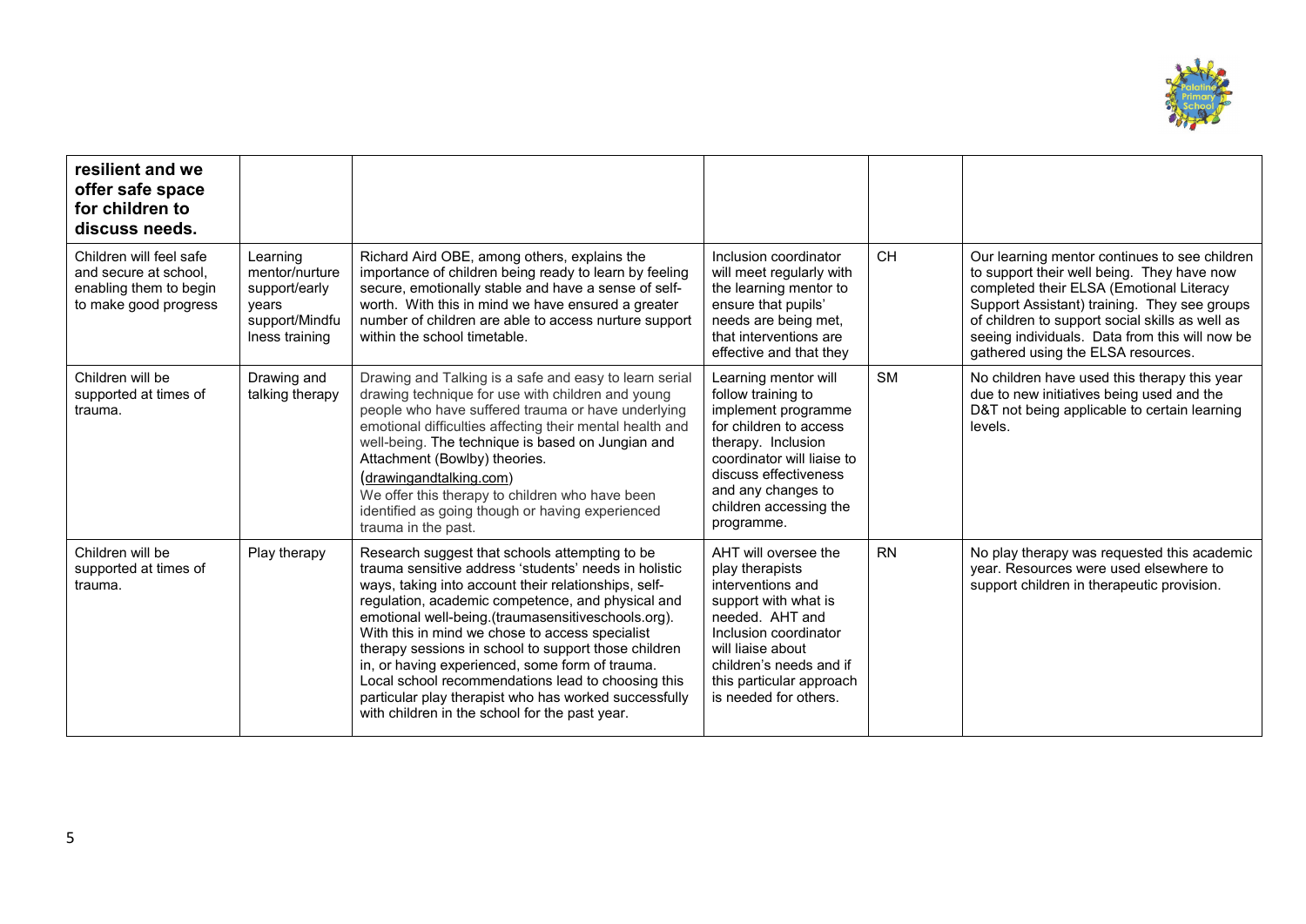| **resilient and we offer safe space for children to discuss needs.** | | | | | |
|---|---|---|---|---|---|
| Children will feel safe and secure at school, enabling them to begin to make good progress | Learning mentor/nurture support/early years support/Mindfulness training | Richard Aird OBE, among others, explains the importance of children being ready to learn by feeling secure, emotionally stable and have a sense of self-worth. With this in mind we have ensured a greater number of children are able to access nurture support within the school timetable. | Inclusion coordinator will meet regularly with the learning mentor to ensure that pupils' needs are being met, that interventions are effective and that they | CH | Our learning mentor continues to see children to support their well being. They have now completed their ELSA (Emotional Literacy Support Assistant) training. They see groups of children to support social skills as well as seeing individuals. Data from this will now be gathered using the ELSA resources. |
| Children will be supported at times of trauma. | Drawing and talking therapy | Drawing and Talking is a safe and easy to learn serial drawing technique for use with children and young people who have suffered trauma or have underlying emotional difficulties affecting their mental health and well-being. The technique is based on Jungian and Attachment (Bowlby) theories. (drawingandtalking.com) We offer this therapy to children who have been identified as going though or having experienced trauma in the past. | Learning mentor will follow training to implement programme for children to access therapy. Inclusion coordinator will liaise to discuss effectiveness and any changes to children accessing the programme. | SM | No children have used this therapy this year due to new initiatives being used and the D&T not being applicable to certain learning levels. |
| Children will be supported at times of trauma. | Play therapy | Research suggest that schools attempting to be trauma sensitive address 'students' needs in holistic ways, taking into account their relationships, self-regulation, academic competence, and physical and emotional well-being.(traumasensitiveschools.org). With this in mind we chose to access specialist therapy sessions in school to support those children in, or having experienced, some form of trauma. Local school recommendations lead to choosing this particular play therapist who has worked successfully with children in the school for the past year. | AHT will oversee the play therapists interventions and support with what is needed. AHT and Inclusion coordinator will liaise about children's needs and if this particular approach is needed for others. | RN | No play therapy was requested this academic year. Resources were used elsewhere to support children in therapeutic provision. |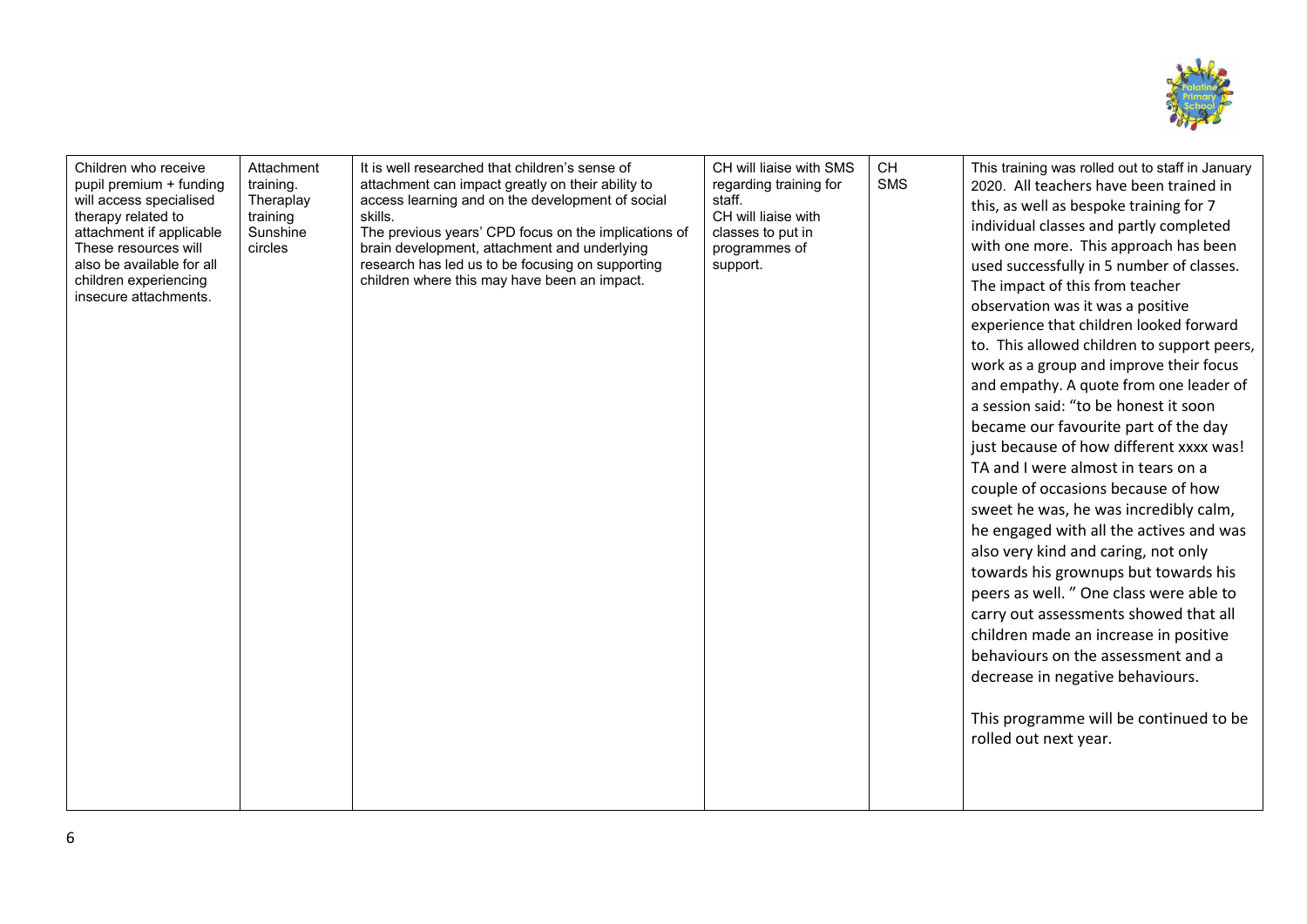| | | | | | |
|---|---|---|---|---|---|
| Children who receive pupil premium + funding will access specialised therapy related to attachment if applicable These resources will also be available for all children experiencing insecure attachments. | Attachment training. Theraplay training Sunshine circles | It is well researched that children's sense of attachment can impact greatly on their ability to access learning and on the development of social skills. The previous years' CPD focus on the implications of brain development, attachment and underlying research has led us to be focusing on supporting children where this may have been an impact. | CH will liaise with SMS regarding training for staff. CH will liaise with classes to put in programmes of support. | CH SMS | This training was rolled out to staff in January 2020. All teachers have been trained in this, as well as bespoke training for 7 individual classes and partly completed with one more. This approach has been used successfully in 5 number of classes. The impact of this from teacher observation was it was a positive experience that children looked forward to. This allowed children to support peers, work as a group and improve their focus and empathy. A quote from one leader of a session said: "to be honest it soon became our favourite part of the day just because of how different xxxx was! TA and I were almost in tears on a couple of occasions because of how sweet he was, he was incredibly calm, he engaged with all the actives and was also very kind and caring, not only towards his grownups but towards his peers as well. " One class were able to carry out assessments showed that all children made an increase in positive behaviours on the assessment and a decrease in negative behaviours.<br><br>This programme will be continued to be rolled out next year. |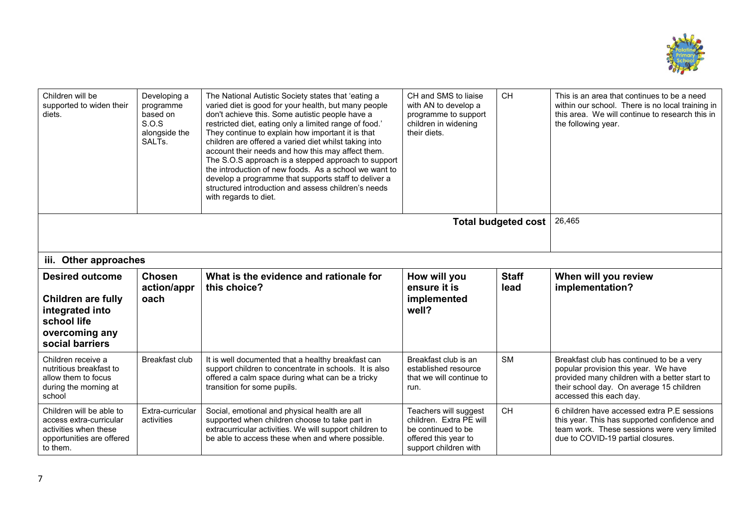| Children will be supported to widen their diets. | Developing a programme based on S.O.S alongside the SALTs. | The National Autistic Society states that 'eating a varied diet is good for your health, but many people don't achieve this. Some autistic people have a restricted diet, eating only a limited range of food.' They continue to explain how important it is that children are offered a varied diet whilst taking into account their needs and how this may affect them. The S.O.S approach is a stepped approach to support the introduction of new foods. As a school we want to develop a programme that supports staff to deliver a structured introduction and assess children's needs with regards to diet. | CH and SMS to liaise with AN to develop a programme to support children in widening their diets. | CH | This is an area that continues to be a need within our school. There is no local training in this area. We will continue to research this in the following year. |
|---|---|---|---|---|---|
| | | | | **Total budgeted cost** | 26,465 |

### iii. Other approaches

| Desired outcome<br><br>Children are fully integrated into school life overcoming any social barriers | Chosen action/approach | What is the evidence and rationale for this choice? | How will you ensure it is implemented well? | Staff lead | When will you review implementation? |
|---|---|---|---|---|---|
| Children receive a nutritious breakfast to allow them to focus during the morning at school | Breakfast club | It is well documented that a healthy breakfast can support children to concentrate in schools. It is also offered a calm space during what can be a tricky transition for some pupils. | Breakfast club is an established resource that we will continue to run. | SM | Breakfast club has continued to be a very popular provision this year. We have provided many children with a better start to their school day. On average 15 children accessed this each day. |
| Children will be able to access extra-curricular activities when these opportunities are offered to them. | Extra-curricular activities | Social, emotional and physical health are all supported when children choose to take part in extracurricular activities. We will support children to be able to access these when and where possible. | Teachers will suggest children. Extra PE will be continued to be offered this year to support children with | CH | 6 children have accessed extra P.E sessions this year. This has supported confidence and team work. These sessions were very limited due to COVID-19 partial closures. |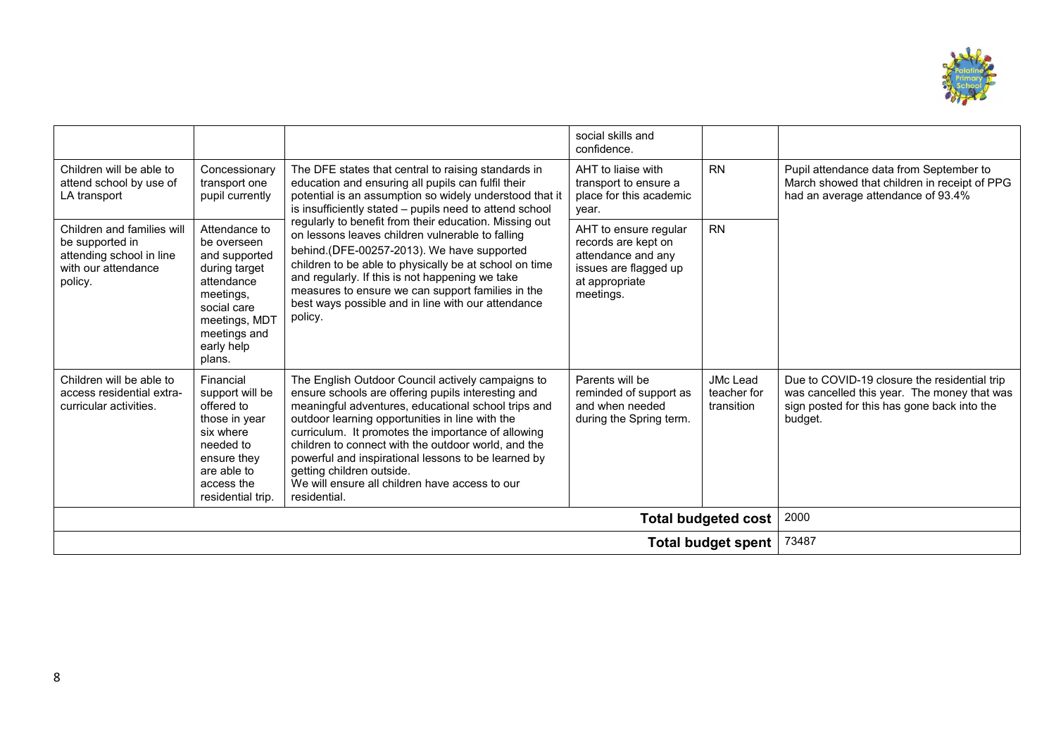| | | | | | |
|---|---|---|---|---|---|
| | | | social skills and confidence. | | |
| Children will be able to attend school by use of LA transport | Concessionary transport one pupil currently | The DFE states that central to raising standards in education and ensuring all pupils can fulfil their potential is an assumption so widely understood that it is insufficiently stated – pupils need to attend school regularly to benefit from their education. Missing out on lessons leaves children vulnerable to falling behind.(DFE-00257-2013). We have supported children to be able to physically be at school on time and regularly. If this is not happening we take measures to ensure we can support families in the best ways possible and in line with our attendance policy. | AHT to liaise with transport to ensure a place for this academic year. | RN | Pupil attendance data from September to March showed that children in receipt of PPG had an average attendance of 93.4% |
| Children and families will be supported in attending school in line with our attendance policy. | Attendance to be overseen and supported during target attendance meetings, social care meetings, MDT meetings and early help plans. | | AHT to ensure regular records are kept on attendance and any issues are flagged up at appropriate meetings. | RN | |
| Children will be able to access residential extra-curricular activities. | Financial support will be offered to those in year six where needed to ensure they are able to access the residential trip. | The English Outdoor Council actively campaigns to ensure schools are offering pupils interesting and meaningful adventures, educational school trips and outdoor learning opportunities in line with the curriculum. It promotes the importance of allowing children to connect with the outdoor world, and the powerful and inspirational lessons to be learned by getting children outside.<br>We will ensure all children have access to our residential. | Parents will be reminded of support as and when needed during the Spring term. | JMc Lead teacher for transition | Due to COVID-19 closure the residential trip was cancelled this year. The money that was sign posted for this has gone back into the budget. |
| | | | | **Total budgeted cost** | 2000 |
| | | | | **Total budget spent** | 73487 |